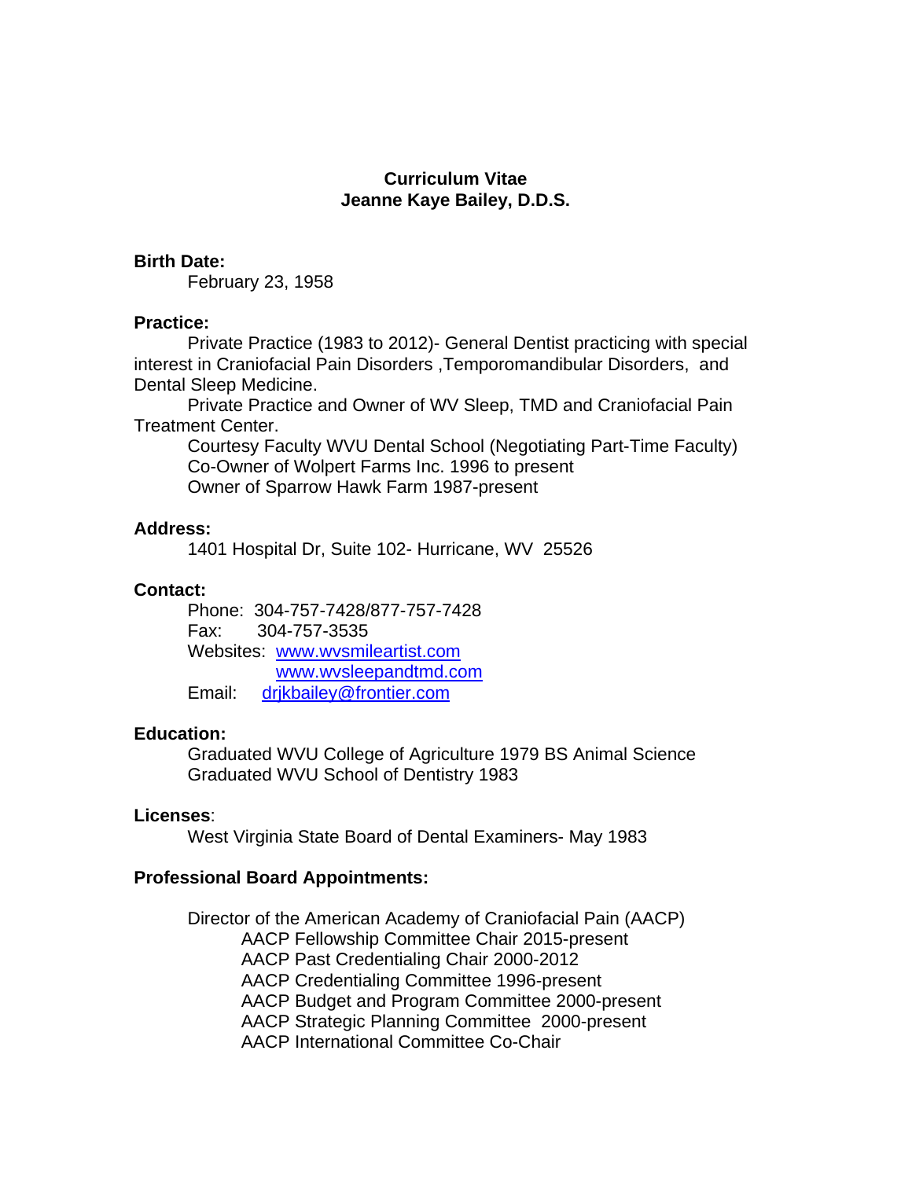**Curriculum Vitae**
**Jeanne Kaye Bailey, D.D.S.**

**Birth Date:**

February 23, 1958

**Practice:**

Private Practice (1983 to 2012)- General Dentist practicing with special interest in Craniofacial Pain Disorders ,Temporomandibular Disorders, and Dental Sleep Medicine.

Private Practice and Owner of WV Sleep, TMD and Craniofacial Pain Treatment Center.

Courtesy Faculty WVU Dental School (Negotiating Part-Time Faculty)
Co-Owner of Wolpert Farms Inc. 1996 to present
Owner of Sparrow Hawk Farm 1987-present

**Address:**

1401 Hospital Dr, Suite 102- Hurricane, WV 25526

**Contact:**

Phone: 304-757-7428/877-757-7428
Fax: 304-757-3535
Websites: www.wvsmileartist.com
www.wvsleepandtmd.com
Email: drjkbailey@frontier.com

**Education:**

Graduated WVU College of Agriculture 1979 BS Animal Science
Graduated WVU School of Dentistry 1983

**Licenses**:

West Virginia State Board of Dental Examiners- May 1983

**Professional Board Appointments:**

Director of the American Academy of Craniofacial Pain (AACP)

- AACP Fellowship Committee Chair 2015-present
- AACP Past Credentialing Chair 2000-2012
- AACP Credentialing Committee 1996-present
- AACP Budget and Program Committee 2000-present
- AACP Strategic Planning Committee 2000-present
- AACP International Committee Co-Chair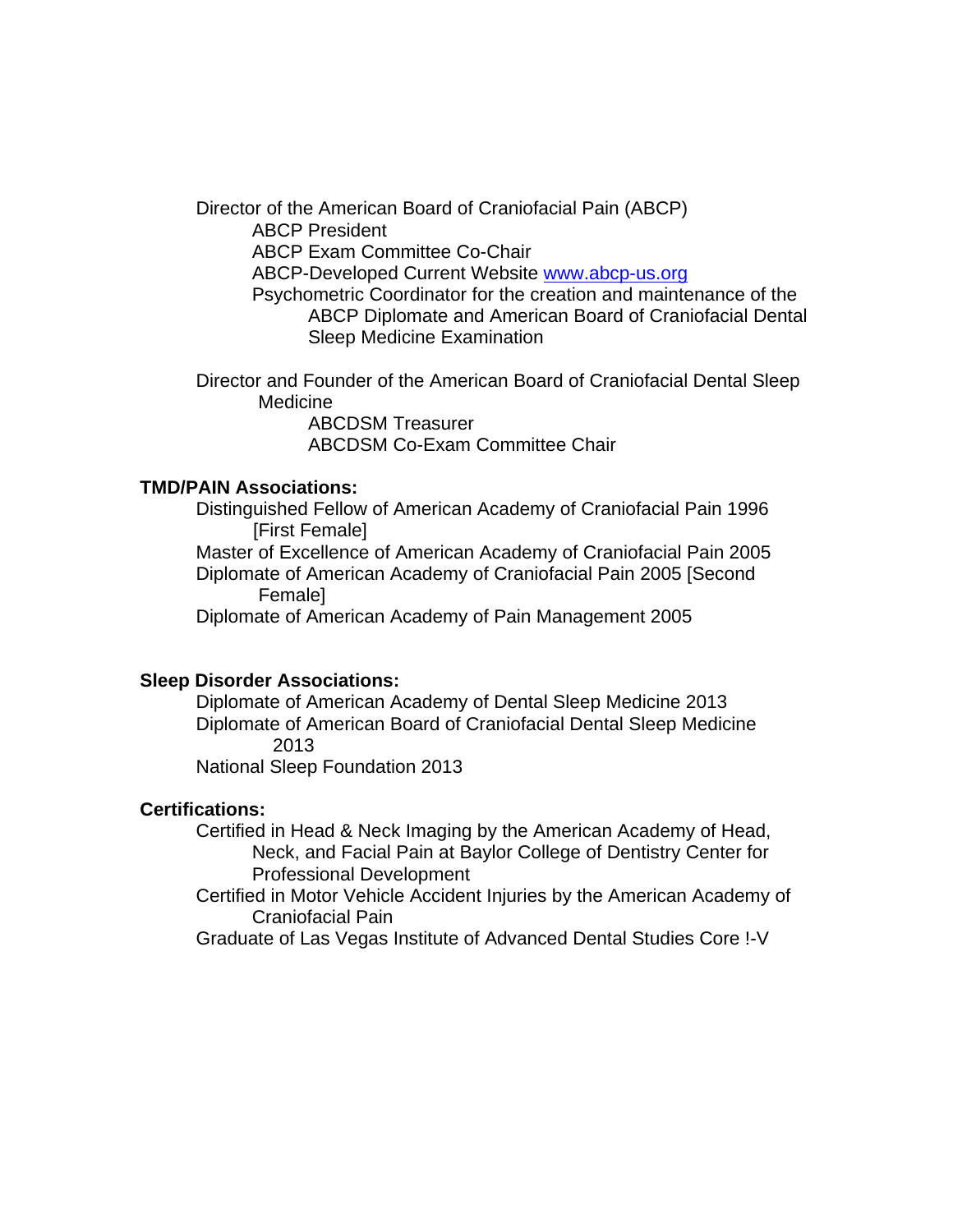- Director of the American Board of Craniofacial Pain (ABCP)
  - ABCP President
  - ABCP Exam Committee Co-Chair
  - ABCP-Developed Current Website [www.abcp-us.org](http://www.abcp-us.org)
  - Psychometric Coordinator for the creation and maintenance of the ABCP Diplomate and American Board of Craniofacial Dental Sleep Medicine Examination

- Director and Founder of the American Board of Craniofacial Dental Sleep Medicine
  - ABCDSM Treasurer
  - ABCDSM Co-Exam Committee Chair

**TMD/PAIN Associations:**

- Distinguished Fellow of American Academy of Craniofacial Pain 1996 [First Female]
- Master of Excellence of American Academy of Craniofacial Pain 2005
- Diplomate of American Academy of Craniofacial Pain 2005 [Second Female]
- Diplomate of American Academy of Pain Management 2005

**Sleep Disorder Associations:**

- Diplomate of American Academy of Dental Sleep Medicine 2013
- Diplomate of American Board of Craniofacial Dental Sleep Medicine 2013
- National Sleep Foundation 2013

**Certifications:**

- Certified in Head & Neck Imaging by the American Academy of Head, Neck, and Facial Pain at Baylor College of Dentistry Center for Professional Development
- Certified in Motor Vehicle Accident Injuries by the American Academy of Craniofacial Pain
- Graduate of Las Vegas Institute of Advanced Dental Studies Core !-V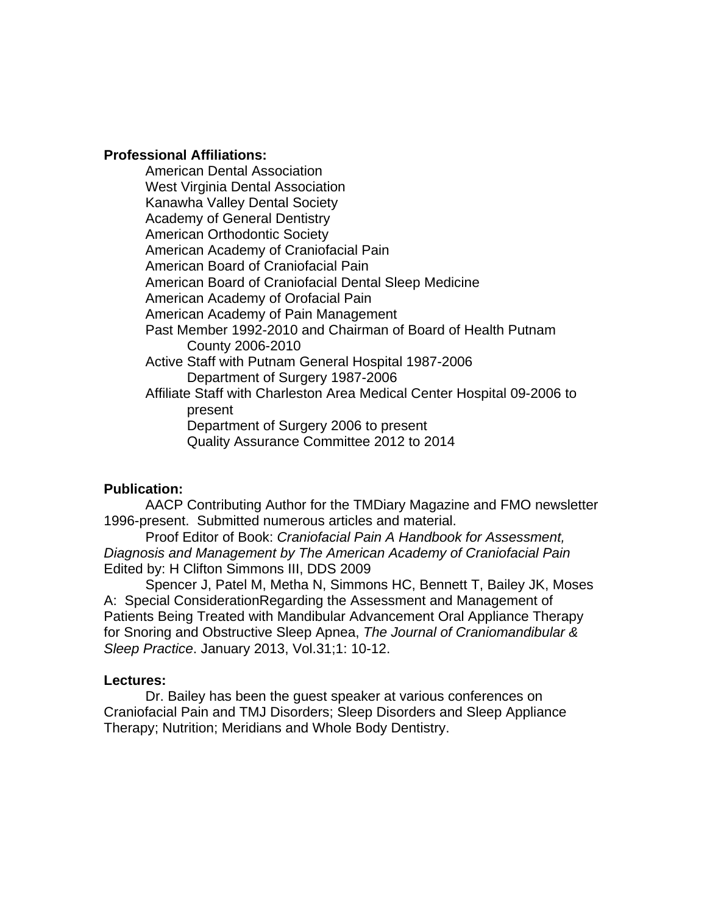**Professional Affiliations:**

- American Dental Association
- West Virginia Dental Association
- Kanawha Valley Dental Society
- Academy of General Dentistry
- American Orthodontic Society
- American Academy of Craniofacial Pain
- American Board of Craniofacial Pain
- American Board of Craniofacial Dental Sleep Medicine
- American Academy of Orofacial Pain
- American Academy of Pain Management
- Past Member 1992-2010 and Chairman of Board of Health Putnam County 2006-2010
- Active Staff with Putnam General Hospital 1987-2006
    - Department of Surgery 1987-2006
- Affiliate Staff with Charleston Area Medical Center Hospital 09-2006 to present
    - Department of Surgery 2006 to present
    - Quality Assurance Committee 2012 to 2014

**Publication:**

AACP Contributing Author for the TMDiary Magazine and FMO newsletter 1996-present. Submitted numerous articles and material.

Proof Editor of Book: *Craniofacial Pain A Handbook for Assessment, Diagnosis and Management by The American Academy of Craniofacial Pain* Edited by: H Clifton Simmons III, DDS 2009

Spencer J, Patel M, Metha N, Simmons HC, Bennett T, Bailey JK, Moses A: Special ConsiderationRegarding the Assessment and Management of Patients Being Treated with Mandibular Advancement Oral Appliance Therapy for Snoring and Obstructive Sleep Apnea, *The Journal of Craniomandibular & Sleep Practice*. January 2013, Vol.31;1: 10-12.

**Lectures:**

Dr. Bailey has been the guest speaker at various conferences on Craniofacial Pain and TMJ Disorders; Sleep Disorders and Sleep Appliance Therapy; Nutrition; Meridians and Whole Body Dentistry.